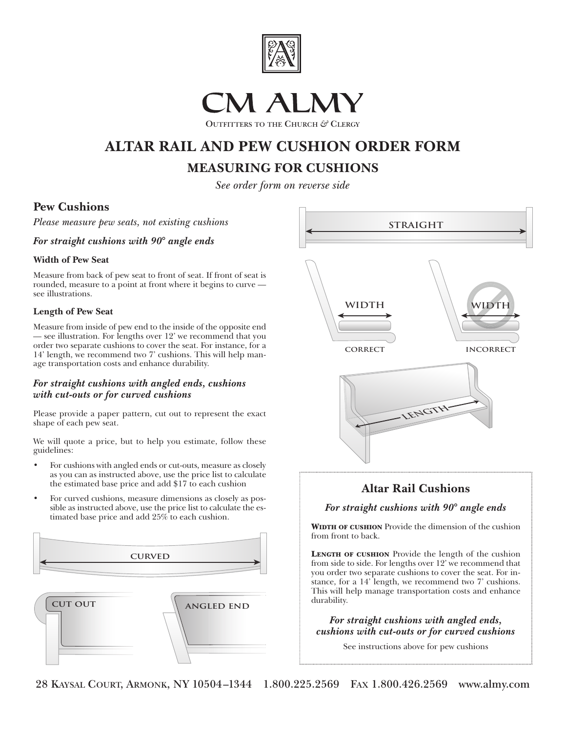# CM ALMY

Outfitters to the Church & Clergy

# ALTAR RAIL AND PEW CUSHION ORDER FORM

## MEASURING FOR CUSHIONS

*See order form on reverse side*

### Pew Cushions

*Please measure pew seats, not existing cushions*

***For straight cushions with 90° angle ends***

**Width of Pew Seat**

Measure from back of pew seat to front of seat. If front of seat is rounded, measure to a point at front where it begins to curve — see illustrations.

**Length of Pew Seat**

Measure from inside of pew end to the inside of the opposite end — see illustration. For lengths over 12' we recommend that you order two separate cushions to cover the seat. For instance, for a 14' length, we recommend two 7' cushions. This will help manage transportation costs and enhance durability.

***For straight cushions with angled ends, cushions with cut-outs or for curved cushions***

Please provide a paper pattern, cut out to represent the exact shape of each pew seat.

We will quote a price, but to help you estimate, follow these guidelines:

- For cushions with angled ends or cut-outs, measure as closely as you can as instructed above, use the price list to calculate the estimated base price and add $17 to each cushion
- For curved cushions, measure dimensions as closely as possible as instructed above, use the price list to calculate the estimated base price and add 25% to each cushion.

CURVED

CUT OUT

ANGLED END

STRAIGHT

WIDTH — CORRECT

WIDTH — INCORRECT

LENGTH

### Altar Rail Cushions

***For straight cushions with 90° angle ends***

**Width of cushion** Provide the dimension of the cushion from front to back.

**Length of cushion** Provide the length of the cushion from side to side. For lengths over 12' we recommend that you order two separate cushions to cover the seat. For instance, for a 14' length, we recommend two 7' cushions. This will help manage transportation costs and enhance durability.

***For straight cushions with angled ends, cushions with cut-outs or for curved cushions***

See instructions above for pew cushions

28 Kaysal Court, Armonk, NY 10504–1344 1.800.225.2569 Fax 1.800.426.2569 www.almy.com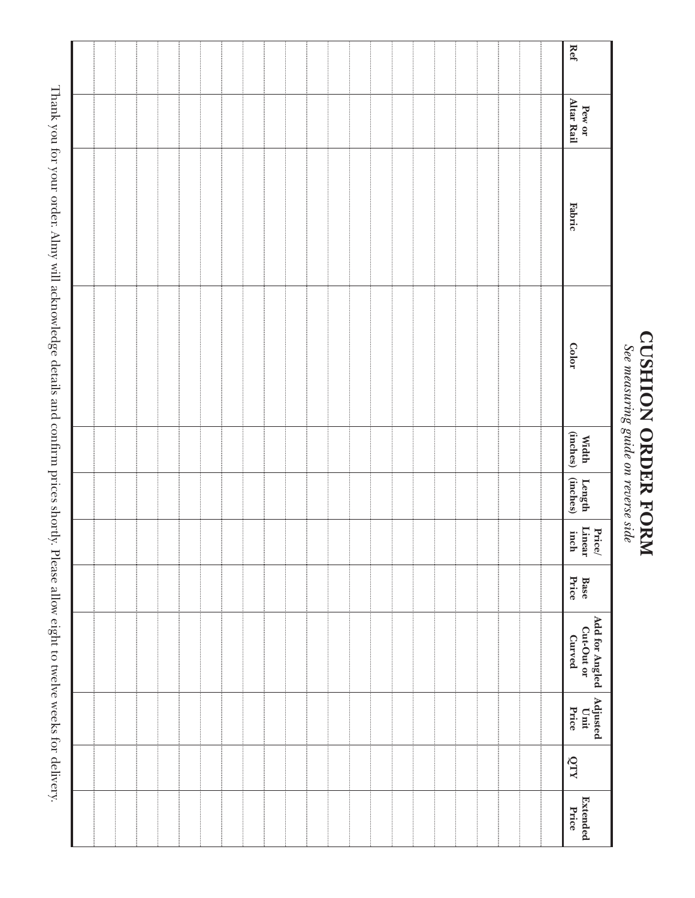# CUSHION ORDER FORM

*See measuring guide on reverse side*

| Ref | Pew or Altar Rail | Fabric | Color | Width (inches) | Length (inches) | Price/ Linear inch | Base Price | Add for Angled Cut-Out or Curved | Adjusted Unit Price | QTY | Extended Price |
|---|---|---|---|---|---|---|---|---|---|---|---|
| | | | | | | | | | | | |
| | | | | | | | | | | | |
| | | | | | | | | | | | |
| | | | | | | | | | | | |
| | | | | | | | | | | | |
| | | | | | | | | | | | |
| | | | | | | | | | | | |
| | | | | | | | | | | | |
| | | | | | | | | | | | |
| | | | | | | | | | | | |
| | | | | | | | | | | | |
| | | | | | | | | | | | |
| | | | | | | | | | | | |
| | | | | | | | | | | | |
| | | | | | | | | | | | |
| | | | | | | | | | | | |
| | | | | | | | | | | | |
| | | | | | | | | | | | |
| | | | | | | | | | | | |
| | | | | | | | | | | | |
| | | | | | | | | | | | |
| | | | | | | | | | | | |
| | | | | | | | | | | | |

Thank you for your order. Almy will acknowledge details and confirm prices shortly. Please allow eight to twelve weeks for delivery.